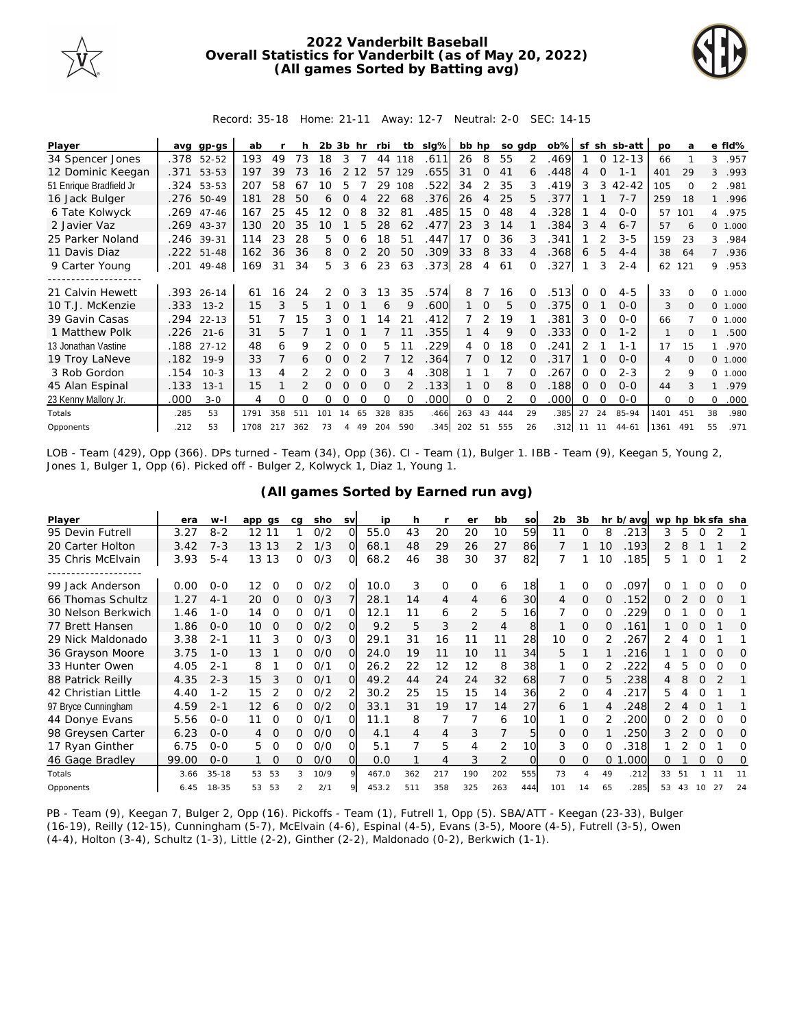# 2022 Vanderbilt Baseball
## Overall Statistics for Vanderbilt (as of May 20, 2022)
### (All games Sorted by Batting avg)

Record: 35-18 Home: 21-11 Away: 12-7 Neutral: 2-0 SEC: 14-15

| Player | avg | gp-gs | ab | r | h | 2b | 3b | hr | rbi | tb | slg% | bb | hp | so | gdp | ob% | sf | sh | sb-att | po | a | e | fld% |
|---|---|---|---|---|---|---|---|---|---|---|---|---|---|---|---|---|---|---|---|---|---|---|---|
| 34 Spencer Jones | .378 | 52-52 | 193 | 49 | 73 | 18 | 3 | 7 | 44 | 118 | .611 | 26 | 8 | 55 | 2 | .469 | 1 | 0 | 12-13 | 66 | 1 | 3 | .957 |
| 12 Dominic Keegan | .371 | 53-53 | 197 | 39 | 73 | 16 | 2 | 12 | 57 | 129 | .655 | 31 | 0 | 41 | 6 | .448 | 4 | 0 | 1-1 | 401 | 29 | 3 | .993 |
| 51 Enrique Bradfield Jr | .324 | 53-53 | 207 | 58 | 67 | 10 | 5 | 7 | 29 | 108 | .522 | 34 | 2 | 35 | 3 | .419 | 3 | 3 | 42-42 | 105 | 0 | 2 | .981 |
| 16 Jack Bulger | .276 | 50-49 | 181 | 28 | 50 | 6 | 0 | 4 | 22 | 68 | .376 | 26 | 4 | 25 | 5 | .377 | 1 | 1 | 7-7 | 259 | 18 | 1 | .996 |
| 6 Tate Kolwyck | .269 | 47-46 | 167 | 25 | 45 | 12 | 0 | 8 | 32 | 81 | .485 | 15 | 0 | 48 | 4 | .328 | 1 | 4 | 0-0 | 57 | 101 | 4 | .975 |
| 2 Javier Vaz | .269 | 43-37 | 130 | 20 | 35 | 10 | 1 | 5 | 28 | 62 | .477 | 23 | 3 | 14 | 1 | .384 | 3 | 4 | 6-7 | 57 | 6 | 0 | 1.000 |
| 25 Parker Noland | .246 | 39-31 | 114 | 23 | 28 | 5 | 0 | 6 | 18 | 51 | .447 | 17 | 0 | 36 | 3 | .341 | 1 | 2 | 3-5 | 159 | 23 | 3 | .984 |
| 11 Davis Diaz | .222 | 51-48 | 162 | 36 | 36 | 8 | 0 | 2 | 20 | 50 | .309 | 33 | 8 | 33 | 4 | .368 | 6 | 5 | 4-4 | 38 | 64 | 7 | .936 |
| 9 Carter Young | .201 | 49-48 | 169 | 31 | 34 | 5 | 3 | 6 | 23 | 63 | .373 | 28 | 4 | 61 | 0 | .327 | 1 | 3 | 2-4 | 62 | 121 | 9 | .953 |
| 21 Calvin Hewett | .393 | 26-14 | 61 | 16 | 24 | 2 | 0 | 3 | 13 | 35 | .574 | 8 | 7 | 16 | 0 | .513 | 0 | 0 | 4-5 | 33 | 0 | 0 | 1.000 |
| 10 T.J. McKenzie | .333 | 13-2 | 15 | 3 | 5 | 1 | 0 | 1 | 6 | 9 | .600 | 1 | 0 | 5 | 0 | .375 | 0 | 1 | 0-0 | 3 | 0 | 0 | 1.000 |
| 39 Gavin Casas | .294 | 22-13 | 51 | 7 | 15 | 3 | 0 | 1 | 14 | 21 | .412 | 7 | 2 | 19 | 1 | .381 | 3 | 0 | 0-0 | 66 | 7 | 0 | 1.000 |
| 1 Matthew Polk | .226 | 21-6 | 31 | 5 | 7 | 1 | 0 | 1 | 7 | 11 | .355 | 1 | 4 | 9 | 0 | .333 | 0 | 0 | 1-2 | 1 | 0 | 1 | .500 |
| 13 Jonathan Vastine | .188 | 27-12 | 48 | 6 | 9 | 2 | 0 | 0 | 5 | 11 | .229 | 4 | 0 | 18 | 0 | .241 | 2 | 1 | 1-1 | 17 | 15 | 1 | .970 |
| 19 Troy LaNeve | .182 | 19-9 | 33 | 7 | 6 | 0 | 0 | 2 | 7 | 12 | .364 | 7 | 0 | 12 | 0 | .317 | 1 | 0 | 0-0 | 4 | 0 | 0 | 1.000 |
| 3 Rob Gordon | .154 | 10-3 | 13 | 4 | 2 | 2 | 0 | 0 | 3 | 4 | .308 | 1 | 1 | 7 | 0 | .267 | 0 | 0 | 2-3 | 2 | 9 | 0 | 1.000 |
| 45 Alan Espinal | .133 | 13-1 | 15 | 1 | 2 | 0 | 0 | 0 | 0 | 2 | .133 | 1 | 0 | 8 | 0 | .188 | 0 | 0 | 0-0 | 44 | 3 | 1 | .979 |
| 23 Kenny Mallory Jr. | .000 | 3-0 | 4 | 0 | 0 | 0 | 0 | 0 | 0 | 0 | .000 | 0 | 0 | 2 | 0 | .000 | 0 | 0 | 0-0 | 0 | 0 | 0 | .000 |
| Totals | .285 | 53 | 1791 | 358 | 511 | 101 | 14 | 65 | 328 | 835 | .466 | 263 | 43 | 444 | 29 | .385 | 27 | 24 | 85-94 | 1401 | 451 | 38 | .980 |
| Opponents | .212 | 53 | 1708 | 217 | 362 | 73 | 4 | 49 | 204 | 590 | .345 | 202 | 51 | 555 | 26 | .312 | 11 | 11 | 44-61 | 1361 | 491 | 55 | .971 |

LOB - Team (429), Opp (366). DPs turned - Team (34), Opp (36). CI - Team (1), Bulger 1. IBB - Team (9), Keegan 5, Young 2, Jones 1, Bulger 1, Opp (6). Picked off - Bulger 2, Kolwyck 1, Diaz 1, Young 1.

### (All games Sorted by Earned run avg)

| Player | era | w-l | app | gs | cg | sho | sv | ip | h | r | er | bb | so | 2b | 3b | hr | b/avg | wp | hp | bk | sfa | sha |
|---|---|---|---|---|---|---|---|---|---|---|---|---|---|---|---|---|---|---|---|---|---|---|
| 95 Devin Futrell | 3.27 | 8-2 | 12 | 11 | 1 | 0/2 | 0 | 55.0 | 43 | 20 | 20 | 10 | 59 | 11 | 0 | 8 | .213 | 3 | 5 | 0 | 2 | 1 |
| 20 Carter Holton | 3.42 | 7-3 | 13 | 13 | 2 | 1/3 | 0 | 68.1 | 48 | 29 | 26 | 27 | 86 | 7 | 1 | 10 | .193 | 2 | 8 | 1 | 1 | 2 |
| 35 Chris McElvain | 3.93 | 5-4 | 13 | 13 | 0 | 0/3 | 0 | 68.2 | 46 | 38 | 30 | 37 | 82 | 7 | 1 | 10 | .185 | 5 | 1 | 0 | 1 | 2 |
| 99 Jack Anderson | 0.00 | 0-0 | 12 | 0 | 0 | 0/2 | 0 | 10.0 | 3 | 0 | 0 | 6 | 18 | 1 | 0 | 0 | .097 | 0 | 1 | 0 | 0 | 0 |
| 66 Thomas Schultz | 1.27 | 4-1 | 20 | 0 | 0 | 0/3 | 7 | 28.1 | 14 | 4 | 4 | 6 | 30 | 4 | 0 | 0 | .152 | 0 | 2 | 0 | 0 | 1 |
| 30 Nelson Berkwich | 1.46 | 1-0 | 14 | 0 | 0 | 0/1 | 0 | 12.1 | 11 | 6 | 2 | 5 | 16 | 7 | 0 | 0 | .229 | 0 | 1 | 0 | 0 | 1 |
| 77 Brett Hansen | 1.86 | 0-0 | 10 | 0 | 0 | 0/2 | 0 | 9.2 | 5 | 3 | 2 | 4 | 8 | 1 | 0 | 0 | .161 | 1 | 0 | 0 | 1 | 0 |
| 29 Nick Maldonado | 3.38 | 2-1 | 11 | 3 | 0 | 0/3 | 0 | 29.1 | 31 | 16 | 11 | 11 | 28 | 10 | 0 | 2 | .267 | 2 | 4 | 0 | 1 | 1 |
| 36 Grayson Moore | 3.75 | 1-0 | 13 | 1 | 0 | 0/0 | 0 | 24.0 | 19 | 11 | 10 | 11 | 34 | 5 | 1 | 1 | .216 | 1 | 1 | 0 | 0 | 0 |
| 33 Hunter Owen | 4.05 | 2-1 | 8 | 1 | 0 | 0/1 | 0 | 26.2 | 22 | 12 | 12 | 8 | 38 | 1 | 0 | 2 | .222 | 4 | 5 | 0 | 0 | 0 |
| 88 Patrick Reilly | 4.35 | 2-3 | 15 | 3 | 0 | 0/1 | 0 | 49.2 | 44 | 24 | 24 | 32 | 68 | 7 | 0 | 5 | .238 | 4 | 8 | 0 | 2 | 1 |
| 42 Christian Little | 4.40 | 1-2 | 15 | 2 | 0 | 0/2 | 2 | 30.2 | 25 | 15 | 15 | 14 | 36 | 2 | 0 | 4 | .217 | 5 | 4 | 0 | 1 | 1 |
| 97 Bryce Cunningham | 4.59 | 2-1 | 12 | 6 | 0 | 0/2 | 0 | 33.1 | 31 | 19 | 17 | 14 | 27 | 6 | 1 | 4 | .248 | 2 | 4 | 0 | 1 | 1 |
| 44 Donye Evans | 5.56 | 0-0 | 11 | 0 | 0 | 0/1 | 0 | 11.1 | 8 | 7 | 7 | 6 | 10 | 1 | 0 | 2 | .200 | 0 | 2 | 0 | 0 | 0 |
| 98 Greysen Carter | 6.23 | 0-0 | 4 | 0 | 0 | 0/0 | 0 | 4.1 | 4 | 4 | 3 | 7 | 5 | 0 | 0 | 1 | .250 | 3 | 2 | 0 | 0 | 0 |
| 17 Ryan Ginther | 6.75 | 0-0 | 5 | 0 | 0 | 0/0 | 0 | 5.1 | 7 | 5 | 4 | 2 | 10 | 3 | 0 | 0 | .318 | 1 | 2 | 0 | 1 | 0 |
| 46 Gage Bradley | 99.00 | 0-0 | 1 | 0 | 0 | 0/0 | 0 | 0.0 | 1 | 4 | 3 | 2 | 0 | 0 | 0 | 0 | 1.000 | 0 | 1 | 0 | 0 | 0 |
| Totals | 3.66 | 35-18 | 53 | 53 | 3 | 10/9 | 9 | 467.0 | 362 | 217 | 190 | 202 | 555 | 73 | 4 | 49 | .212 | 33 | 51 | 1 | 11 | 11 |
| Opponents | 6.45 | 18-35 | 53 | 53 | 2 | 2/1 | 9 | 453.2 | 511 | 358 | 325 | 263 | 444 | 101 | 14 | 65 | .285 | 53 | 43 | 10 | 27 | 24 |

PB - Team (9), Keegan 7, Bulger 2, Opp (16). Pickoffs - Team (1), Futrell 1, Opp (5). SBA/ATT - Keegan (23-33), Bulger (16-19), Reilly (12-15), Cunningham (5-7), McElvain (4-6), Espinal (4-5), Evans (3-5), Moore (4-5), Futrell (3-5), Owen (4-4), Holton (3-4), Schultz (1-3), Little (2-2), Ginther (2-2), Maldonado (0-2), Berkwich (1-1).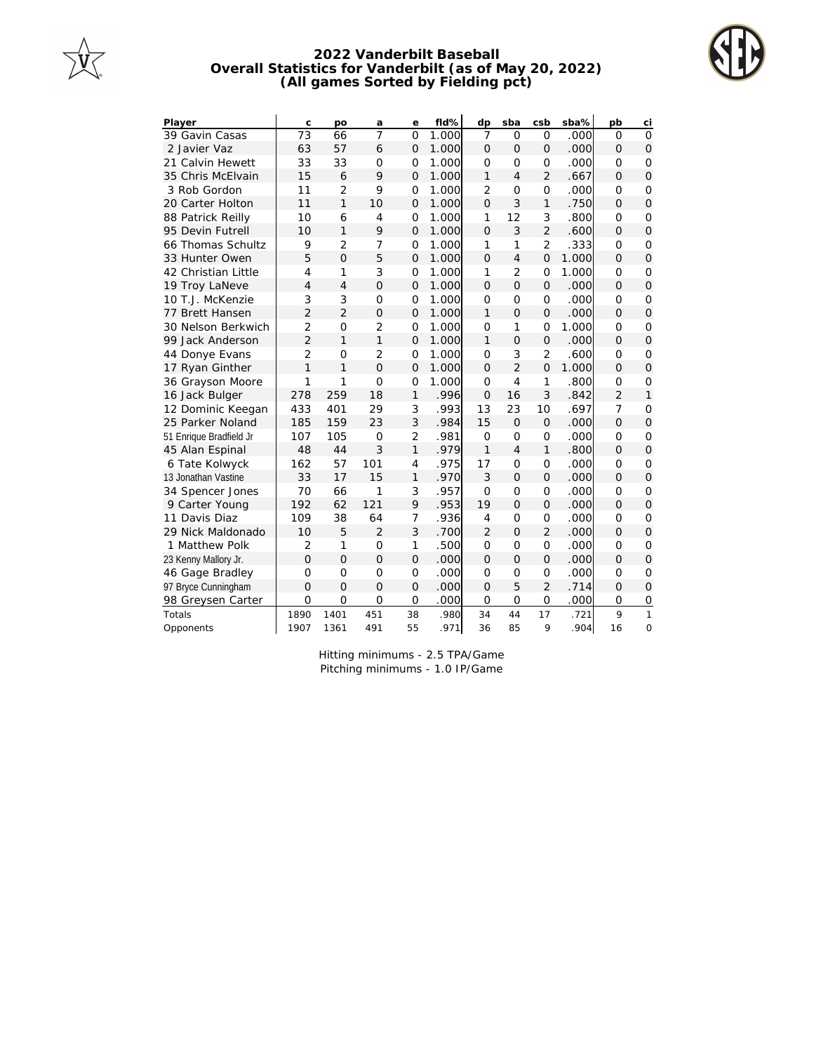# 2022 Vanderbilt Baseball
## Overall Statistics for Vanderbilt (as of May 20, 2022)
### (All games Sorted by Fielding pct)

| Player | c | po | a | e | fld% | dp | sba | csb | sba% | pb | ci |
|---|---|---|---|---|---|---|---|---|---|---|---|
| 39 Gavin Casas | 73 | 66 | 7 | 0 | 1.000 | 7 | 0 | 0 | .000 | 0 | 0 |
| 2 Javier Vaz | 63 | 57 | 6 | 0 | 1.000 | 0 | 0 | 0 | .000 | 0 | 0 |
| 21 Calvin Hewett | 33 | 33 | 0 | 0 | 1.000 | 0 | 0 | 0 | .000 | 0 | 0 |
| 35 Chris McElvain | 15 | 6 | 9 | 0 | 1.000 | 1 | 4 | 2 | .667 | 0 | 0 |
| 3 Rob Gordon | 11 | 2 | 9 | 0 | 1.000 | 2 | 0 | 0 | .000 | 0 | 0 |
| 20 Carter Holton | 11 | 1 | 10 | 0 | 1.000 | 0 | 3 | 1 | .750 | 0 | 0 |
| 88 Patrick Reilly | 10 | 6 | 4 | 0 | 1.000 | 1 | 12 | 3 | .800 | 0 | 0 |
| 95 Devin Futrell | 10 | 1 | 9 | 0 | 1.000 | 0 | 3 | 2 | .600 | 0 | 0 |
| 66 Thomas Schultz | 9 | 2 | 7 | 0 | 1.000 | 1 | 1 | 2 | .333 | 0 | 0 |
| 33 Hunter Owen | 5 | 0 | 5 | 0 | 1.000 | 0 | 4 | 0 | 1.000 | 0 | 0 |
| 42 Christian Little | 4 | 1 | 3 | 0 | 1.000 | 1 | 2 | 0 | 1.000 | 0 | 0 |
| 19 Troy LaNeve | 4 | 4 | 0 | 0 | 1.000 | 0 | 0 | 0 | .000 | 0 | 0 |
| 10 T.J. McKenzie | 3 | 3 | 0 | 0 | 1.000 | 0 | 0 | 0 | .000 | 0 | 0 |
| 77 Brett Hansen | 2 | 2 | 0 | 0 | 1.000 | 1 | 0 | 0 | .000 | 0 | 0 |
| 30 Nelson Berkwich | 2 | 0 | 2 | 0 | 1.000 | 0 | 1 | 0 | 1.000 | 0 | 0 |
| 99 Jack Anderson | 2 | 1 | 1 | 0 | 1.000 | 1 | 0 | 0 | .000 | 0 | 0 |
| 44 Donye Evans | 2 | 0 | 2 | 0 | 1.000 | 0 | 3 | 2 | .600 | 0 | 0 |
| 17 Ryan Ginther | 1 | 1 | 0 | 0 | 1.000 | 0 | 2 | 0 | 1.000 | 0 | 0 |
| 36 Grayson Moore | 1 | 1 | 0 | 0 | 1.000 | 0 | 4 | 1 | .800 | 0 | 0 |
| 16 Jack Bulger | 278 | 259 | 18 | 1 | .996 | 0 | 16 | 3 | .842 | 2 | 1 |
| 12 Dominic Keegan | 433 | 401 | 29 | 3 | .993 | 13 | 23 | 10 | .697 | 7 | 0 |
| 25 Parker Noland | 185 | 159 | 23 | 3 | .984 | 15 | 0 | 0 | .000 | 0 | 0 |
| 51 Enrique Bradfield Jr | 107 | 105 | 0 | 2 | .981 | 0 | 0 | 0 | .000 | 0 | 0 |
| 45 Alan Espinal | 48 | 44 | 3 | 1 | .979 | 1 | 4 | 1 | .800 | 0 | 0 |
| 6 Tate Kolwyck | 162 | 57 | 101 | 4 | .975 | 17 | 0 | 0 | .000 | 0 | 0 |
| 13 Jonathan Vastine | 33 | 17 | 15 | 1 | .970 | 3 | 0 | 0 | .000 | 0 | 0 |
| 34 Spencer Jones | 70 | 66 | 1 | 3 | .957 | 0 | 0 | 0 | .000 | 0 | 0 |
| 9 Carter Young | 192 | 62 | 121 | 9 | .953 | 19 | 0 | 0 | .000 | 0 | 0 |
| 11 Davis Diaz | 109 | 38 | 64 | 7 | .936 | 4 | 0 | 0 | .000 | 0 | 0 |
| 29 Nick Maldonado | 10 | 5 | 2 | 3 | .700 | 2 | 0 | 2 | .000 | 0 | 0 |
| 1 Matthew Polk | 2 | 1 | 0 | 1 | .500 | 0 | 0 | 0 | .000 | 0 | 0 |
| 23 Kenny Mallory Jr. | 0 | 0 | 0 | 0 | .000 | 0 | 0 | 0 | .000 | 0 | 0 |
| 46 Gage Bradley | 0 | 0 | 0 | 0 | .000 | 0 | 0 | 0 | .000 | 0 | 0 |
| 97 Bryce Cunningham | 0 | 0 | 0 | 0 | .000 | 0 | 5 | 2 | .714 | 0 | 0 |
| 98 Greysen Carter | 0 | 0 | 0 | 0 | .000 | 0 | 0 | 0 | .000 | 0 | 0 |
| Totals | 1890 | 1401 | 451 | 38 | .980 | 34 | 44 | 17 | .721 | 9 | 1 |
| Opponents | 1907 | 1361 | 491 | 55 | .971 | 36 | 85 | 9 | .904 | 16 | 0 |

Hitting minimums - 2.5 TPA/Game
Pitching minimums - 1.0 IP/Game